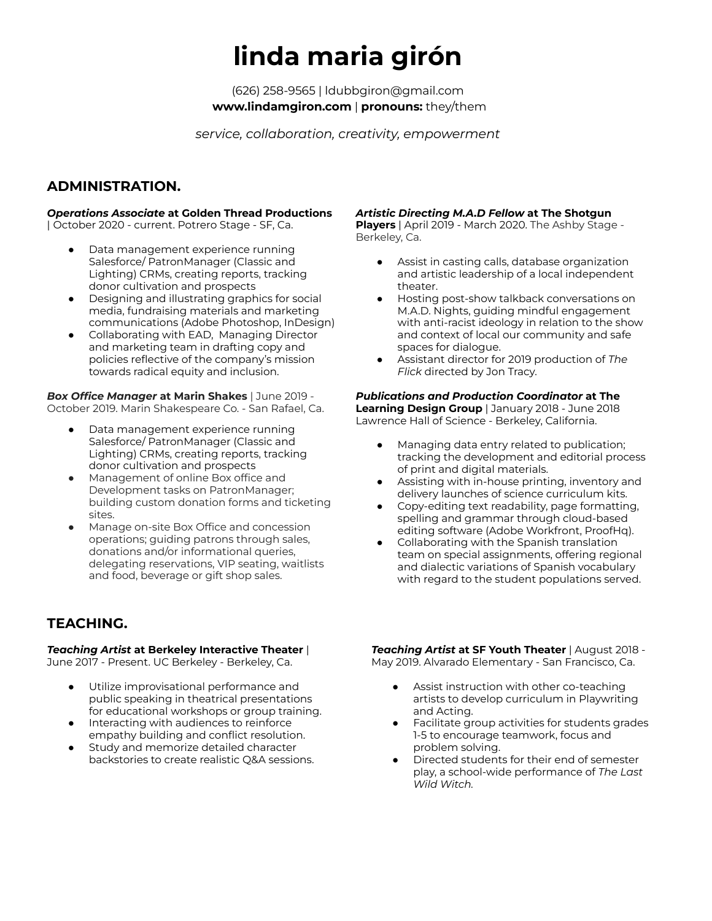# linda maria girón

(626) 258-9565 | ldubbgiron@gmail.com
**www.lindamgiron.com** | **pronouns:** they/them

*service, collaboration, creativity, empowerment*

## ADMINISTRATION.

***Operations Associate* at Golden Thread Productions** | October 2020 - current. Potrero Stage - SF, Ca.

- Data management experience running Salesforce/ PatronManager (Classic and Lighting) CRMs, creating reports, tracking donor cultivation and prospects
- Designing and illustrating graphics for social media, fundraising materials and marketing communications (Adobe Photoshop, InDesign)
- Collaborating with EAD, Managing Director and marketing team in drafting copy and policies reflective of the company's mission towards radical equity and inclusion.

***Box Office Manager* at Marin Shakes** | June 2019 - October 2019. Marin Shakespeare Co. - San Rafael, Ca.

- Data management experience running Salesforce/ PatronManager (Classic and Lighting) CRMs, creating reports, tracking donor cultivation and prospects
- Management of online Box office and Development tasks on PatronManager; building custom donation forms and ticketing sites.
- Manage on-site Box Office and concession operations; guiding patrons through sales, donations and/or informational queries, delegating reservations, VIP seating, waitlists and food, beverage or gift shop sales.

***Artistic Directing M.A.D Fellow* at The Shotgun Players** | April 2019 - March 2020. The Ashby Stage - Berkeley, Ca.

- Assist in casting calls, database organization and artistic leadership of a local independent theater.
- Hosting post-show talkback conversations on M.A.D. Nights, guiding mindful engagement with anti-racist ideology in relation to the show and context of local our community and safe spaces for dialogue.
- Assistant director for 2019 production of *The Flick* directed by Jon Tracy.

***Publications and Production Coordinator* at The Learning Design Group** | January 2018 - June 2018 Lawrence Hall of Science - Berkeley, California.

- Managing data entry related to publication; tracking the development and editorial process of print and digital materials.
- Assisting with in-house printing, inventory and delivery launches of science curriculum kits.
- Copy-editing text readability, page formatting, spelling and grammar through cloud-based editing software (Adobe Workfront, ProofHq).
- Collaborating with the Spanish translation team on special assignments, offering regional and dialectic variations of Spanish vocabulary with regard to the student populations served.

## TEACHING.

***Teaching Artist* at Berkeley Interactive Theater** | June 2017 - Present. UC Berkeley - Berkeley, Ca.

- Utilize improvisational performance and public speaking in theatrical presentations for educational workshops or group training.
- Interacting with audiences to reinforce empathy building and conflict resolution.
- Study and memorize detailed character backstories to create realistic Q&A sessions.

***Teaching Artist* at SF Youth Theater** | August 2018 - May 2019. Alvarado Elementary - San Francisco, Ca.

- Assist instruction with other co-teaching artists to develop curriculum in Playwriting and Acting.
- Facilitate group activities for students grades 1-5 to encourage teamwork, focus and problem solving.
- Directed students for their end of semester play, a school-wide performance of *The Last Wild Witch*.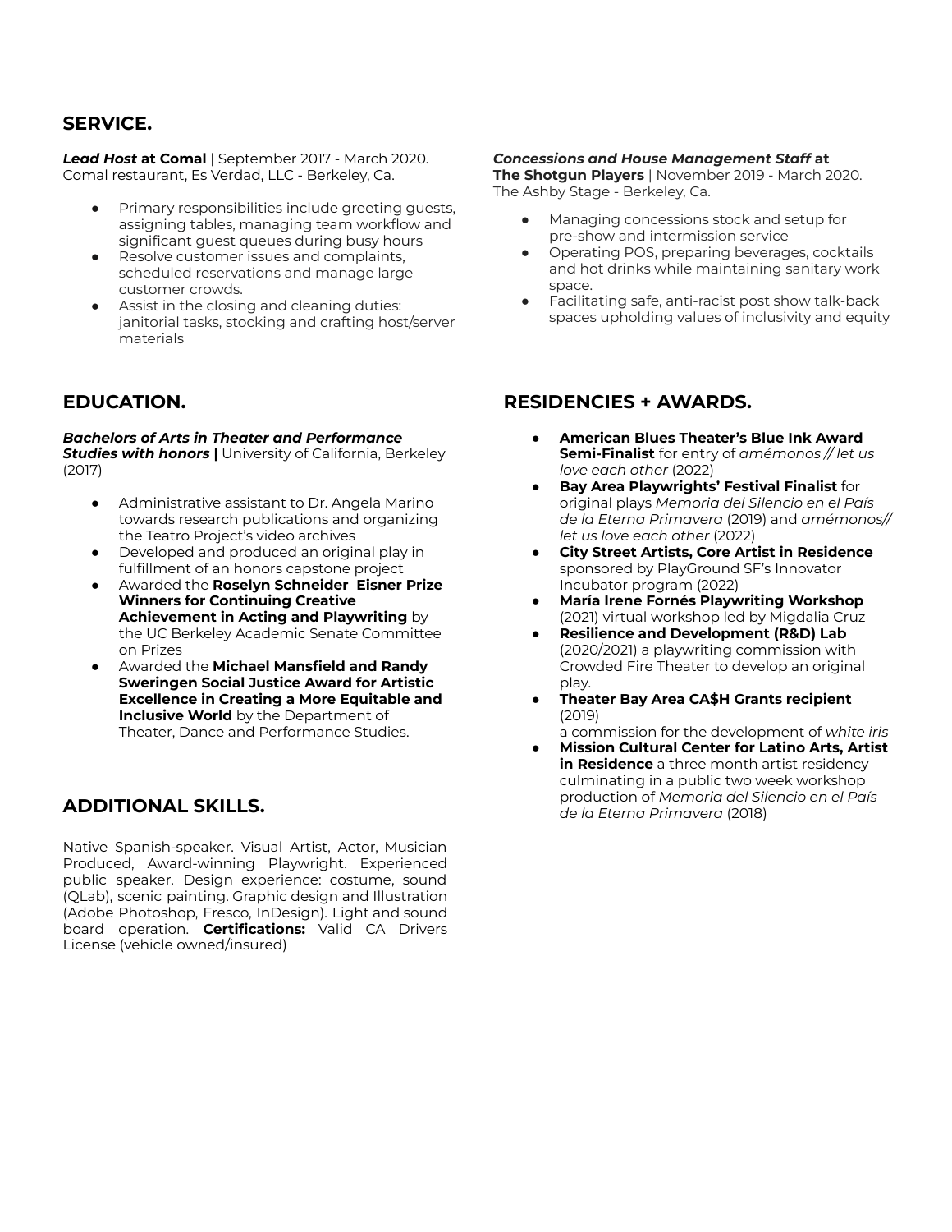## SERVICE.

***Lead Host* at Comal** | September 2017 - March 2020.
Comal restaurant, Es Verdad, LLC - Berkeley, Ca.

- Primary responsibilities include greeting guests, assigning tables, managing team workflow and significant guest queues during busy hours
- Resolve customer issues and complaints, scheduled reservations and manage large customer crowds.
- Assist in the closing and cleaning duties: janitorial tasks, stocking and crafting host/server materials

***Concessions and House Management Staff* at The Shotgun Players** | November 2019 - March 2020.
The Ashby Stage - Berkeley, Ca.

- Managing concessions stock and setup for pre-show and intermission service
- Operating POS, preparing beverages, cocktails and hot drinks while maintaining sanitary work space.
- Facilitating safe, anti-racist post show talk-back spaces upholding values of inclusivity and equity

## EDUCATION.

***Bachelors of Arts in Theater and Performance Studies with honors* |** University of California, Berkeley (2017)

- Administrative assistant to Dr. Angela Marino towards research publications and organizing the Teatro Project's video archives
- Developed and produced an original play in fulfillment of an honors capstone project
- Awarded the **Roselyn Schneider Eisner Prize Winners for Continuing Creative Achievement in Acting and Playwriting** by the UC Berkeley Academic Senate Committee on Prizes
- Awarded the **Michael Mansfield and Randy Sweringen Social Justice Award for Artistic Excellence in Creating a More Equitable and Inclusive World** by the Department of Theater, Dance and Performance Studies.

## ADDITIONAL SKILLS.

Native Spanish-speaker. Visual Artist, Actor, Musician Produced, Award-winning Playwright. Experienced public speaker. Design experience: costume, sound (QLab), scenic painting. Graphic design and Illustration (Adobe Photoshop, Fresco, InDesign). Light and sound board operation. **Certifications:** Valid CA Drivers License (vehicle owned/insured)

## RESIDENCIES + AWARDS.

- **American Blues Theater's Blue Ink Award Semi-Finalist** for entry of *amémonos // let us love each other* (2022)
- **Bay Area Playwrights' Festival Finalist** for original plays *Memoria del Silencio en el País de la Eterna Primavera* (2019) and *amémonos// let us love each other* (2022)
- **City Street Artists, Core Artist in Residence** sponsored by PlayGround SF's Innovator Incubator program (2022)
- **María Irene Fornés Playwriting Workshop** (2021) virtual workshop led by Migdalia Cruz
- **Resilience and Development (R&D) Lab** (2020/2021) a playwriting commission with Crowded Fire Theater to develop an original play.
- **Theater Bay Area CA$H Grants recipient** (2019)
  a commission for the development of *white iris*
- **Mission Cultural Center for Latino Arts, Artist in Residence** a three month artist residency culminating in a public two week workshop production of *Memoria del Silencio en el País de la Eterna Primavera* (2018)